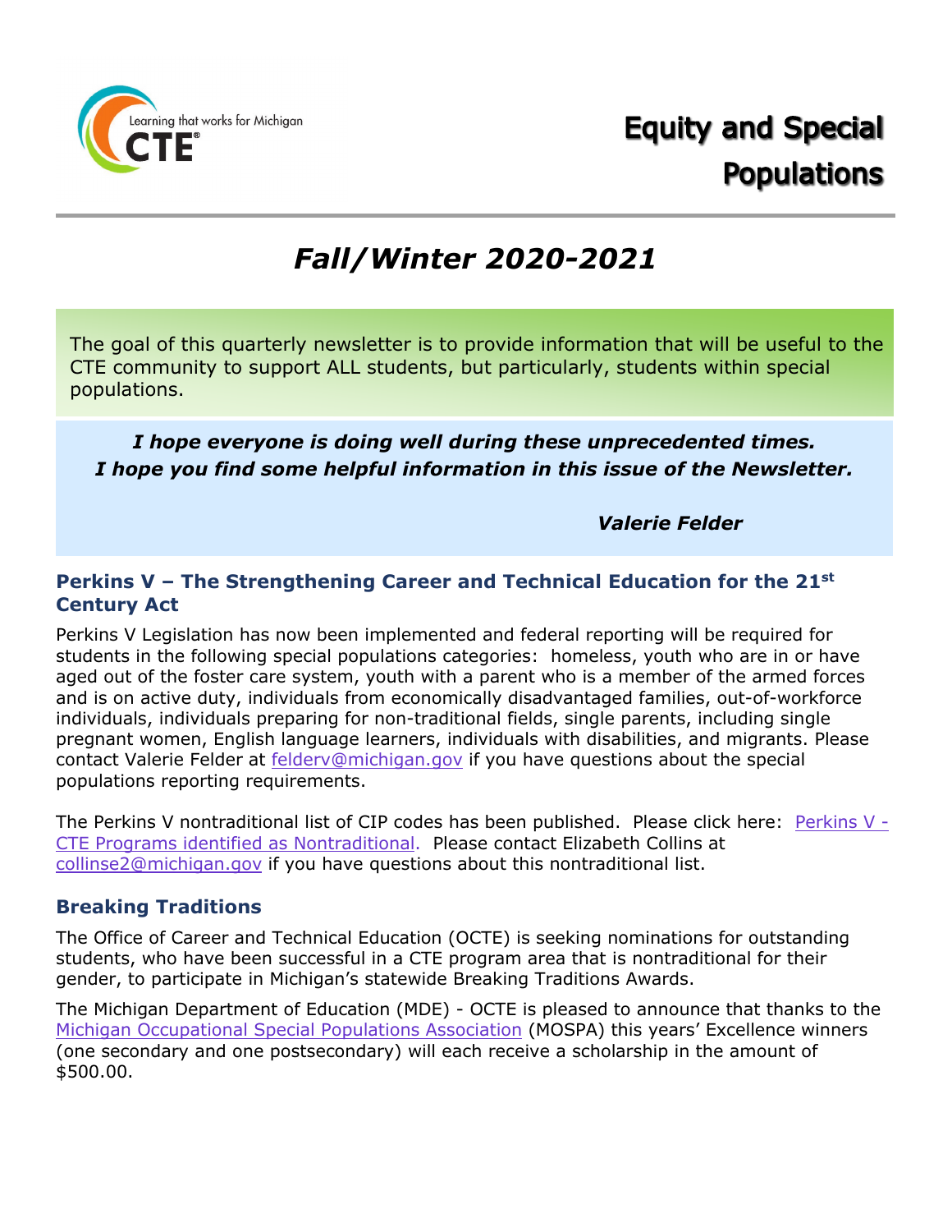Learning that works for Michigan CTE

# Equity and Special Populations

## *Fall/Winter 2020-2021*

The goal of this quarterly newsletter is to provide information that will be useful to the CTE community to support ALL students, but particularly, students within special populations.

***I hope everyone is doing well during these unprecedented times. I hope you find some helpful information in this issue of the Newsletter.***

***Valerie Felder***

### Perkins V – The Strengthening Career and Technical Education for the 21st Century Act

Perkins V Legislation has now been implemented and federal reporting will be required for students in the following special populations categories: homeless, youth who are in or have aged out of the foster care system, youth with a parent who is a member of the armed forces and is on active duty, individuals from economically disadvantaged families, out-of-workforce individuals, individuals preparing for non-traditional fields, single parents, including single pregnant women, English language learners, individuals with disabilities, and migrants. Please contact Valerie Felder at felderv@michigan.gov if you have questions about the special populations reporting requirements.

The Perkins V nontraditional list of CIP codes has been published. Please click here: Perkins V - CTE Programs identified as Nontraditional. Please contact Elizabeth Collins at collinse2@michigan.gov if you have questions about this nontraditional list.

### Breaking Traditions

The Office of Career and Technical Education (OCTE) is seeking nominations for outstanding students, who have been successful in a CTE program area that is nontraditional for their gender, to participate in Michigan's statewide Breaking Traditions Awards.

The Michigan Department of Education (MDE) - OCTE is pleased to announce that thanks to the Michigan Occupational Special Populations Association (MOSPA) this years' Excellence winners (one secondary and one postsecondary) will each receive a scholarship in the amount of $500.00.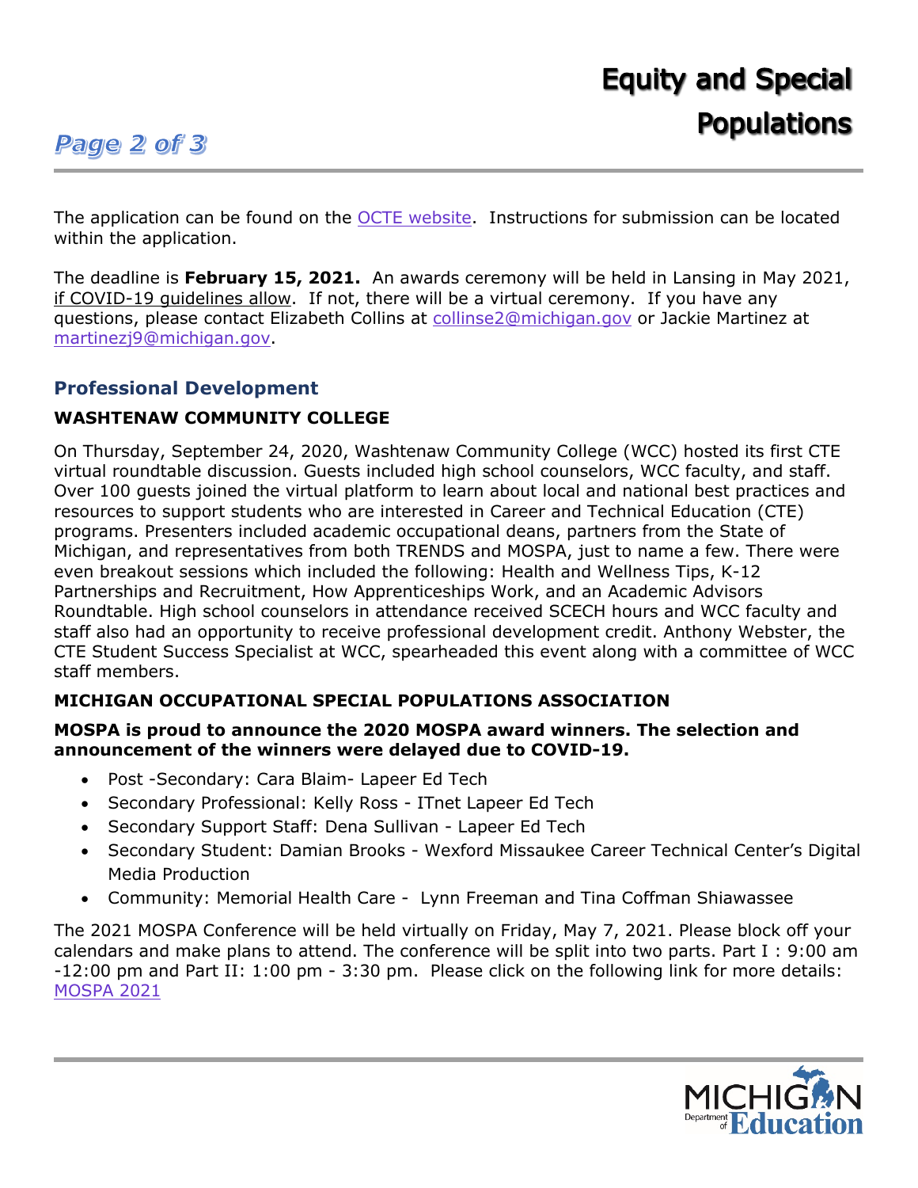The application can be found on the OCTE website. Instructions for submission can be located within the application.

The deadline is **February 15, 2021.** An awards ceremony will be held in Lansing in May 2021, if COVID-19 guidelines allow. If not, there will be a virtual ceremony. If you have any questions, please contact Elizabeth Collins at collinse2@michigan.gov or Jackie Martinez at martinezj9@michigan.gov.

## Professional Development

### WASHTENAW COMMUNITY COLLEGE

On Thursday, September 24, 2020, Washtenaw Community College (WCC) hosted its first CTE virtual roundtable discussion. Guests included high school counselors, WCC faculty, and staff. Over 100 guests joined the virtual platform to learn about local and national best practices and resources to support students who are interested in Career and Technical Education (CTE) programs. Presenters included academic occupational deans, partners from the State of Michigan, and representatives from both TRENDS and MOSPA, just to name a few. There were even breakout sessions which included the following: Health and Wellness Tips, K-12 Partnerships and Recruitment, How Apprenticeships Work, and an Academic Advisors Roundtable. High school counselors in attendance received SCECH hours and WCC faculty and staff also had an opportunity to receive professional development credit. Anthony Webster, the CTE Student Success Specialist at WCC, spearheaded this event along with a committee of WCC staff members.

### MICHIGAN OCCUPATIONAL SPECIAL POPULATIONS ASSOCIATION

**MOSPA is proud to announce the 2020 MOSPA award winners. The selection and announcement of the winners were delayed due to COVID-19.**

- Post -Secondary: Cara Blaim- Lapeer Ed Tech
- Secondary Professional: Kelly Ross - ITnet Lapeer Ed Tech
- Secondary Support Staff: Dena Sullivan - Lapeer Ed Tech
- Secondary Student: Damian Brooks - Wexford Missaukee Career Technical Center's Digital Media Production
- Community: Memorial Health Care - Lynn Freeman and Tina Coffman Shiawassee

The 2021 MOSPA Conference will be held virtually on Friday, May 7, 2021. Please block off your calendars and make plans to attend. The conference will be split into two parts. Part I : 9:00 am -12:00 pm and Part II: 1:00 pm - 3:30 pm. Please click on the following link for more details: MOSPA 2021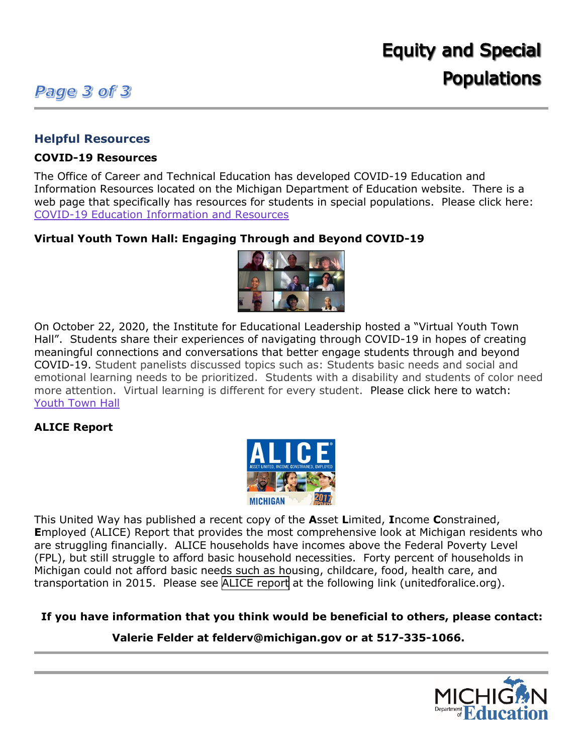# Equity and Special Populations

## Helpful Resources

### COVID-19 Resources

The Office of Career and Technical Education has developed COVID-19 Education and Information Resources located on the Michigan Department of Education website. There is a web page that specifically has resources for students in special populations. Please click here: COVID-19 Education Information and Resources

### Virtual Youth Town Hall: Engaging Through and Beyond COVID-19

On October 22, 2020, the Institute for Educational Leadership hosted a "Virtual Youth Town Hall". Students share their experiences of navigating through COVID-19 in hopes of creating meaningful connections and conversations that better engage students through and beyond COVID-19. Student panelists discussed topics such as: Students basic needs and social and emotional learning needs to be prioritized. Students with a disability and students of color need more attention. Virtual learning is different for every student. Please click here to watch: Youth Town Hall

### ALICE Report

This United Way has published a recent copy of the **A**sset **L**imited, **I**ncome **C**onstrained, **E**mployed (ALICE) Report that provides the most comprehensive look at Michigan residents who are struggling financially. ALICE households have incomes above the Federal Poverty Level (FPL), but still struggle to afford basic household necessities. Forty percent of households in Michigan could not afford basic needs such as housing, childcare, food, health care, and transportation in 2015. Please see ALICE report at the following link (unitedforalice.org).

**If you have information that you think would be beneficial to others, please contact:**

**Valerie Felder at felderv@michigan.gov or at 517-335-1066.**